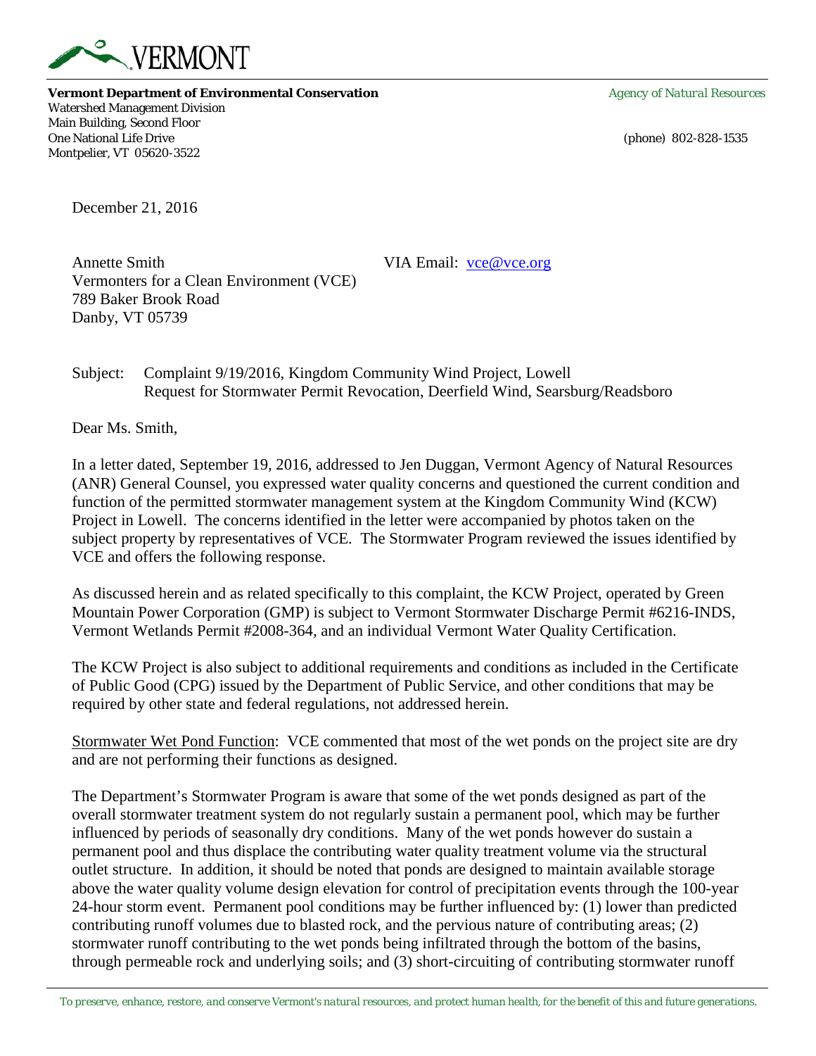VERMONT

**Vermont Department of Environmental Conservation** *Agency of Natural Resources*
Watershed Management Division
Main Building, Second Floor
One National Life Drive (phone) 802-828-1535
Montpelier, VT 05620-3522

December 21, 2016

Annette Smith VIA Email: vce@vce.org
Vermonters for a Clean Environment (VCE)
789 Baker Brook Road
Danby, VT 05739

Subject: Complaint 9/19/2016, Kingdom Community Wind Project, Lowell
Request for Stormwater Permit Revocation, Deerfield Wind, Searsburg/Readsboro

Dear Ms. Smith,

In a letter dated, September 19, 2016, addressed to Jen Duggan, Vermont Agency of Natural Resources (ANR) General Counsel, you expressed water quality concerns and questioned the current condition and function of the permitted stormwater management system at the Kingdom Community Wind (KCW) Project in Lowell. The concerns identified in the letter were accompanied by photos taken on the subject property by representatives of VCE. The Stormwater Program reviewed the issues identified by VCE and offers the following response.

As discussed herein and as related specifically to this complaint, the KCW Project, operated by Green Mountain Power Corporation (GMP) is subject to Vermont Stormwater Discharge Permit #6216-INDS, Vermont Wetlands Permit #2008-364, and an individual Vermont Water Quality Certification.

The KCW Project is also subject to additional requirements and conditions as included in the Certificate of Public Good (CPG) issued by the Department of Public Service, and other conditions that may be required by other state and federal regulations, not addressed herein.

Stormwater Wet Pond Function: VCE commented that most of the wet ponds on the project site are dry and are not performing their functions as designed.

The Department's Stormwater Program is aware that some of the wet ponds designed as part of the overall stormwater treatment system do not regularly sustain a permanent pool, which may be further influenced by periods of seasonally dry conditions. Many of the wet ponds however do sustain a permanent pool and thus displace the contributing water quality treatment volume via the structural outlet structure. In addition, it should be noted that ponds are designed to maintain available storage above the water quality volume design elevation for control of precipitation events through the 100-year 24-hour storm event. Permanent pool conditions may be further influenced by: (1) lower than predicted contributing runoff volumes due to blasted rock, and the pervious nature of contributing areas; (2) stormwater runoff contributing to the wet ponds being infiltrated through the bottom of the basins, through permeable rock and underlying soils; and (3) short-circuiting of contributing stormwater runoff

*To preserve, enhance, restore, and conserve Vermont's natural resources, and protect human health, for the benefit of this and future generations.*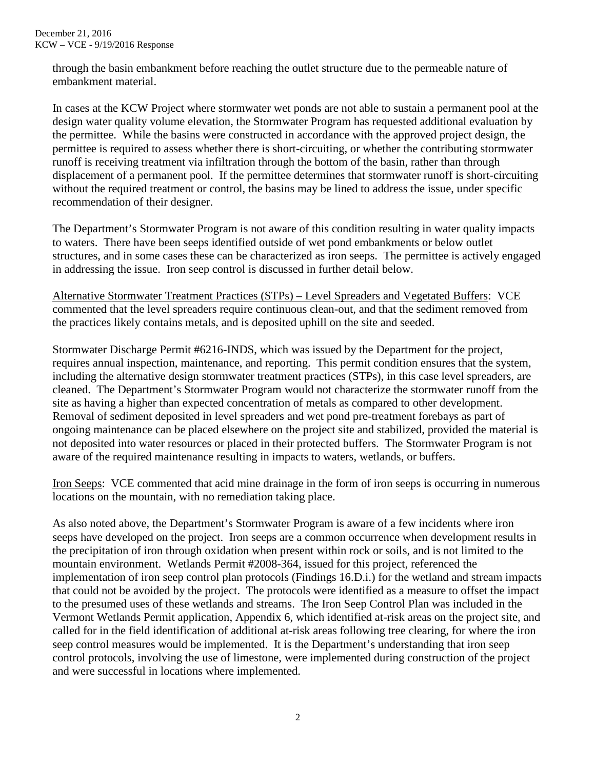through the basin embankment before reaching the outlet structure due to the permeable nature of embankment material.

In cases at the KCW Project where stormwater wet ponds are not able to sustain a permanent pool at the design water quality volume elevation, the Stormwater Program has requested additional evaluation by the permittee. While the basins were constructed in accordance with the approved project design, the permittee is required to assess whether there is short-circuiting, or whether the contributing stormwater runoff is receiving treatment via infiltration through the bottom of the basin, rather than through displacement of a permanent pool. If the permittee determines that stormwater runoff is short-circuiting without the required treatment or control, the basins may be lined to address the issue, under specific recommendation of their designer.

The Department's Stormwater Program is not aware of this condition resulting in water quality impacts to waters. There have been seeps identified outside of wet pond embankments or below outlet structures, and in some cases these can be characterized as iron seeps. The permittee is actively engaged in addressing the issue. Iron seep control is discussed in further detail below.

<u>Alternative Stormwater Treatment Practices (STPs) – Level Spreaders and Vegetated Buffers</u>: VCE commented that the level spreaders require continuous clean-out, and that the sediment removed from the practices likely contains metals, and is deposited uphill on the site and seeded.

Stormwater Discharge Permit #6216-INDS, which was issued by the Department for the project, requires annual inspection, maintenance, and reporting. This permit condition ensures that the system, including the alternative design stormwater treatment practices (STPs), in this case level spreaders, are cleaned. The Department's Stormwater Program would not characterize the stormwater runoff from the site as having a higher than expected concentration of metals as compared to other development. Removal of sediment deposited in level spreaders and wet pond pre-treatment forebays as part of ongoing maintenance can be placed elsewhere on the project site and stabilized, provided the material is not deposited into water resources or placed in their protected buffers. The Stormwater Program is not aware of the required maintenance resulting in impacts to waters, wetlands, or buffers.

<u>Iron Seeps</u>: VCE commented that acid mine drainage in the form of iron seeps is occurring in numerous locations on the mountain, with no remediation taking place.

As also noted above, the Department's Stormwater Program is aware of a few incidents where iron seeps have developed on the project. Iron seeps are a common occurrence when development results in the precipitation of iron through oxidation when present within rock or soils, and is not limited to the mountain environment. Wetlands Permit #2008-364, issued for this project, referenced the implementation of iron seep control plan protocols (Findings 16.D.i.) for the wetland and stream impacts that could not be avoided by the project. The protocols were identified as a measure to offset the impact to the presumed uses of these wetlands and streams. The Iron Seep Control Plan was included in the Vermont Wetlands Permit application, Appendix 6, which identified at-risk areas on the project site, and called for in the field identification of additional at-risk areas following tree clearing, for where the iron seep control measures would be implemented. It is the Department's understanding that iron seep control protocols, involving the use of limestone, were implemented during construction of the project and were successful in locations where implemented.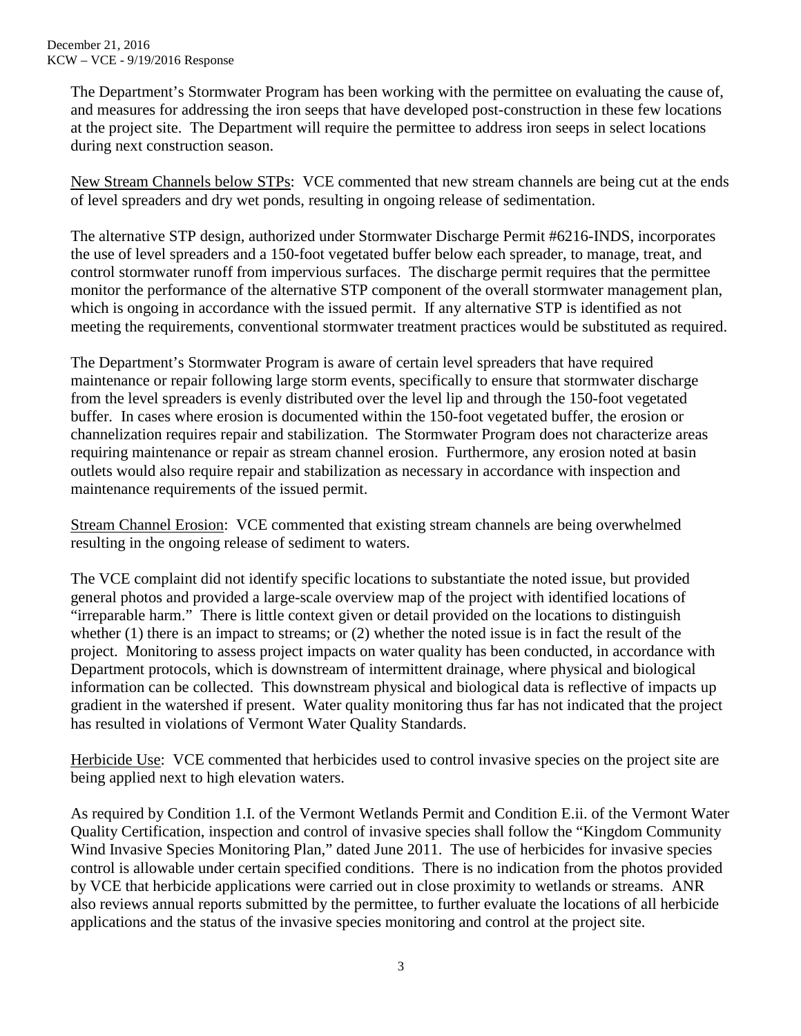The Department's Stormwater Program has been working with the permittee on evaluating the cause of, and measures for addressing the iron seeps that have developed post-construction in these few locations at the project site. The Department will require the permittee to address iron seeps in select locations during next construction season.

New Stream Channels below STPs: VCE commented that new stream channels are being cut at the ends of level spreaders and dry wet ponds, resulting in ongoing release of sedimentation.

The alternative STP design, authorized under Stormwater Discharge Permit #6216-INDS, incorporates the use of level spreaders and a 150-foot vegetated buffer below each spreader, to manage, treat, and control stormwater runoff from impervious surfaces. The discharge permit requires that the permittee monitor the performance of the alternative STP component of the overall stormwater management plan, which is ongoing in accordance with the issued permit. If any alternative STP is identified as not meeting the requirements, conventional stormwater treatment practices would be substituted as required.

The Department's Stormwater Program is aware of certain level spreaders that have required maintenance or repair following large storm events, specifically to ensure that stormwater discharge from the level spreaders is evenly distributed over the level lip and through the 150-foot vegetated buffer. In cases where erosion is documented within the 150-foot vegetated buffer, the erosion or channelization requires repair and stabilization. The Stormwater Program does not characterize areas requiring maintenance or repair as stream channel erosion. Furthermore, any erosion noted at basin outlets would also require repair and stabilization as necessary in accordance with inspection and maintenance requirements of the issued permit.

Stream Channel Erosion: VCE commented that existing stream channels are being overwhelmed resulting in the ongoing release of sediment to waters.

The VCE complaint did not identify specific locations to substantiate the noted issue, but provided general photos and provided a large-scale overview map of the project with identified locations of "irreparable harm." There is little context given or detail provided on the locations to distinguish whether (1) there is an impact to streams; or (2) whether the noted issue is in fact the result of the project. Monitoring to assess project impacts on water quality has been conducted, in accordance with Department protocols, which is downstream of intermittent drainage, where physical and biological information can be collected. This downstream physical and biological data is reflective of impacts up gradient in the watershed if present. Water quality monitoring thus far has not indicated that the project has resulted in violations of Vermont Water Quality Standards.

Herbicide Use: VCE commented that herbicides used to control invasive species on the project site are being applied next to high elevation waters.

As required by Condition 1.I. of the Vermont Wetlands Permit and Condition E.ii. of the Vermont Water Quality Certification, inspection and control of invasive species shall follow the "Kingdom Community Wind Invasive Species Monitoring Plan," dated June 2011. The use of herbicides for invasive species control is allowable under certain specified conditions. There is no indication from the photos provided by VCE that herbicide applications were carried out in close proximity to wetlands or streams. ANR also reviews annual reports submitted by the permittee, to further evaluate the locations of all herbicide applications and the status of the invasive species monitoring and control at the project site.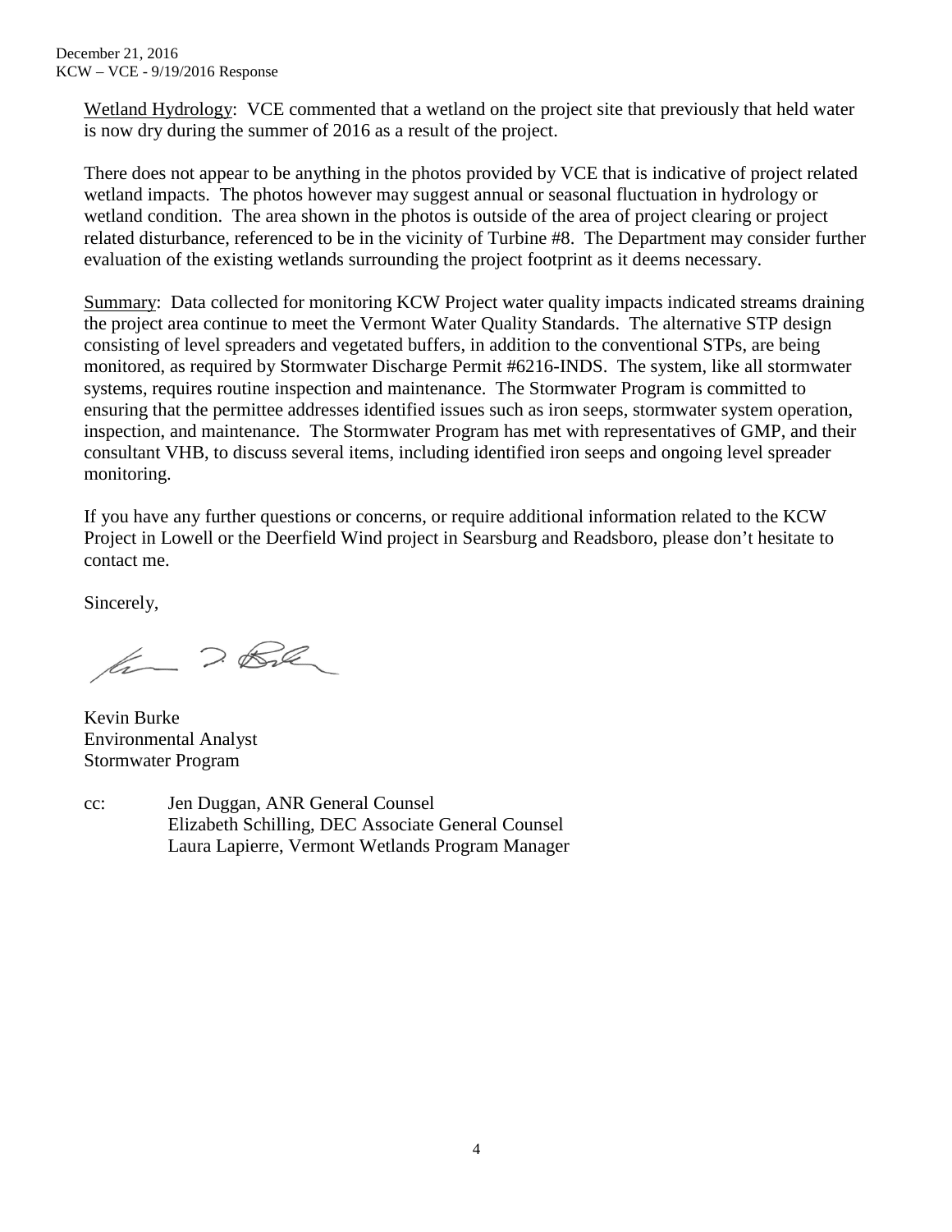Wetland Hydrology: VCE commented that a wetland on the project site that previously that held water is now dry during the summer of 2016 as a result of the project.

There does not appear to be anything in the photos provided by VCE that is indicative of project related wetland impacts. The photos however may suggest annual or seasonal fluctuation in hydrology or wetland condition. The area shown in the photos is outside of the area of project clearing or project related disturbance, referenced to be in the vicinity of Turbine #8. The Department may consider further evaluation of the existing wetlands surrounding the project footprint as it deems necessary.

Summary: Data collected for monitoring KCW Project water quality impacts indicated streams draining the project area continue to meet the Vermont Water Quality Standards. The alternative STP design consisting of level spreaders and vegetated buffers, in addition to the conventional STPs, are being monitored, as required by Stormwater Discharge Permit #6216-INDS. The system, like all stormwater systems, requires routine inspection and maintenance. The Stormwater Program is committed to ensuring that the permittee addresses identified issues such as iron seeps, stormwater system operation, inspection, and maintenance. The Stormwater Program has met with representatives of GMP, and their consultant VHB, to discuss several items, including identified iron seeps and ongoing level spreader monitoring.

If you have any further questions or concerns, or require additional information related to the KCW Project in Lowell or the Deerfield Wind project in Searsburg and Readsboro, please don't hesitate to contact me.

Sincerely,

Kevin Burke
Environmental Analyst
Stormwater Program

cc: Jen Duggan, ANR General Counsel
Elizabeth Schilling, DEC Associate General Counsel
Laura Lapierre, Vermont Wetlands Program Manager